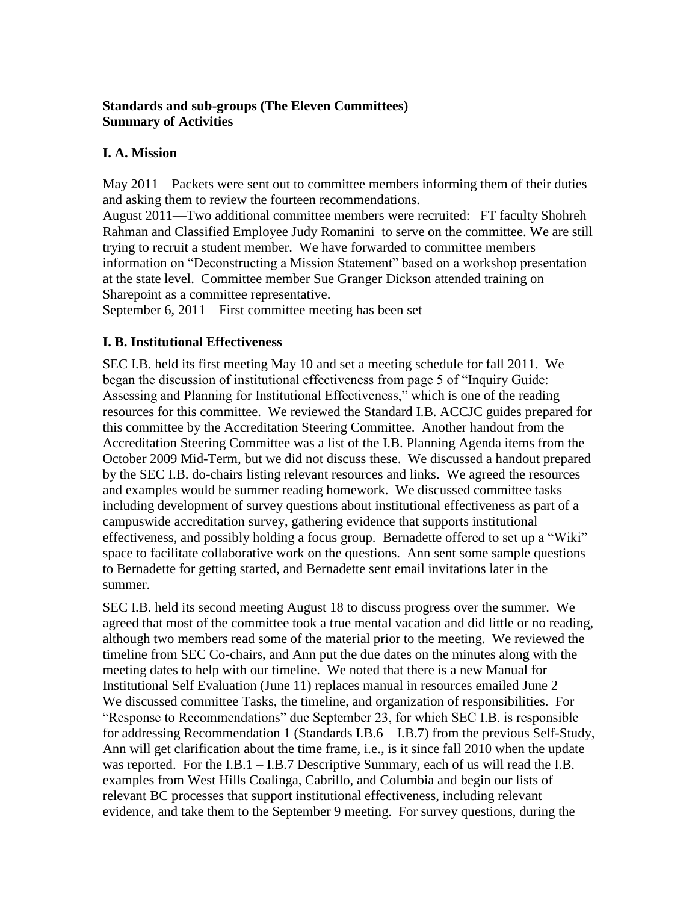**Standards and sub-groups (The Eleven Committees)**
**Summary of Activities**

## I. A. Mission

May 2011—Packets were sent out to committee members informing them of their duties and asking them to review the fourteen recommendations.
August 2011—Two additional committee members were recruited: FT faculty Shohreh Rahman and Classified Employee Judy Romanini to serve on the committee. We are still trying to recruit a student member. We have forwarded to committee members information on "Deconstructing a Mission Statement" based on a workshop presentation at the state level. Committee member Sue Granger Dickson attended training on Sharepoint as a committee representative.
September 6, 2011—First committee meeting has been set

## I. B. Institutional Effectiveness

SEC I.B. held its first meeting May 10 and set a meeting schedule for fall 2011. We began the discussion of institutional effectiveness from page 5 of "Inquiry Guide: Assessing and Planning for Institutional Effectiveness," which is one of the reading resources for this committee. We reviewed the Standard I.B. ACCJC guides prepared for this committee by the Accreditation Steering Committee. Another handout from the Accreditation Steering Committee was a list of the I.B. Planning Agenda items from the October 2009 Mid-Term, but we did not discuss these. We discussed a handout prepared by the SEC I.B. do-chairs listing relevant resources and links. We agreed the resources and examples would be summer reading homework. We discussed committee tasks including development of survey questions about institutional effectiveness as part of a campuswide accreditation survey, gathering evidence that supports institutional effectiveness, and possibly holding a focus group. Bernadette offered to set up a "Wiki" space to facilitate collaborative work on the questions. Ann sent some sample questions to Bernadette for getting started, and Bernadette sent email invitations later in the summer.

SEC I.B. held its second meeting August 18 to discuss progress over the summer. We agreed that most of the committee took a true mental vacation and did little or no reading, although two members read some of the material prior to the meeting. We reviewed the timeline from SEC Co-chairs, and Ann put the due dates on the minutes along with the meeting dates to help with our timeline. We noted that there is a new Manual for Institutional Self Evaluation (June 11) replaces manual in resources emailed June 2
We discussed committee Tasks, the timeline, and organization of responsibilities. For "Response to Recommendations" due September 23, for which SEC I.B. is responsible for addressing Recommendation 1 (Standards I.B.6—I.B.7) from the previous Self-Study, Ann will get clarification about the time frame, i.e., is it since fall 2010 when the update was reported. For the I.B.1 – I.B.7 Descriptive Summary, each of us will read the I.B. examples from West Hills Coalinga, Cabrillo, and Columbia and begin our lists of relevant BC processes that support institutional effectiveness, including relevant evidence, and take them to the September 9 meeting. For survey questions, during the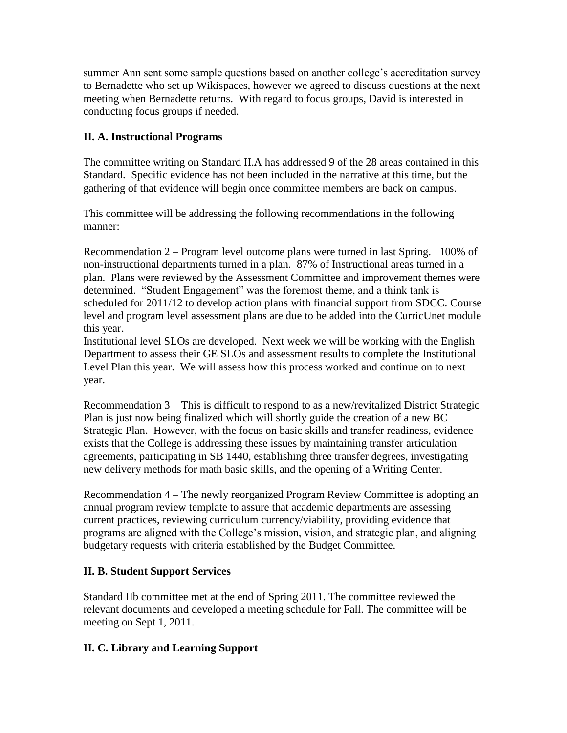summer Ann sent some sample questions based on another college's accreditation survey to Bernadette who set up Wikispaces, however we agreed to discuss questions at the next meeting when Bernadette returns. With regard to focus groups, David is interested in conducting focus groups if needed.

**II. A. Instructional Programs**

The committee writing on Standard II.A has addressed 9 of the 28 areas contained in this Standard. Specific evidence has not been included in the narrative at this time, but the gathering of that evidence will begin once committee members are back on campus.

This committee will be addressing the following recommendations in the following manner:

Recommendation 2 – Program level outcome plans were turned in last Spring. 100% of non-instructional departments turned in a plan. 87% of Instructional areas turned in a plan. Plans were reviewed by the Assessment Committee and improvement themes were determined. "Student Engagement" was the foremost theme, and a think tank is scheduled for 2011/12 to develop action plans with financial support from SDCC. Course level and program level assessment plans are due to be added into the CurricUnet module this year.
Institutional level SLOs are developed. Next week we will be working with the English Department to assess their GE SLOs and assessment results to complete the Institutional Level Plan this year. We will assess how this process worked and continue on to next year.

Recommendation 3 – This is difficult to respond to as a new/revitalized District Strategic Plan is just now being finalized which will shortly guide the creation of a new BC Strategic Plan. However, with the focus on basic skills and transfer readiness, evidence exists that the College is addressing these issues by maintaining transfer articulation agreements, participating in SB 1440, establishing three transfer degrees, investigating new delivery methods for math basic skills, and the opening of a Writing Center.

Recommendation 4 – The newly reorganized Program Review Committee is adopting an annual program review template to assure that academic departments are assessing current practices, reviewing curriculum currency/viability, providing evidence that programs are aligned with the College's mission, vision, and strategic plan, and aligning budgetary requests with criteria established by the Budget Committee.

**II. B. Student Support Services**

Standard IIb committee met at the end of Spring 2011. The committee reviewed the relevant documents and developed a meeting schedule for Fall. The committee will be meeting on Sept 1, 2011.

**II. C. Library and Learning Support**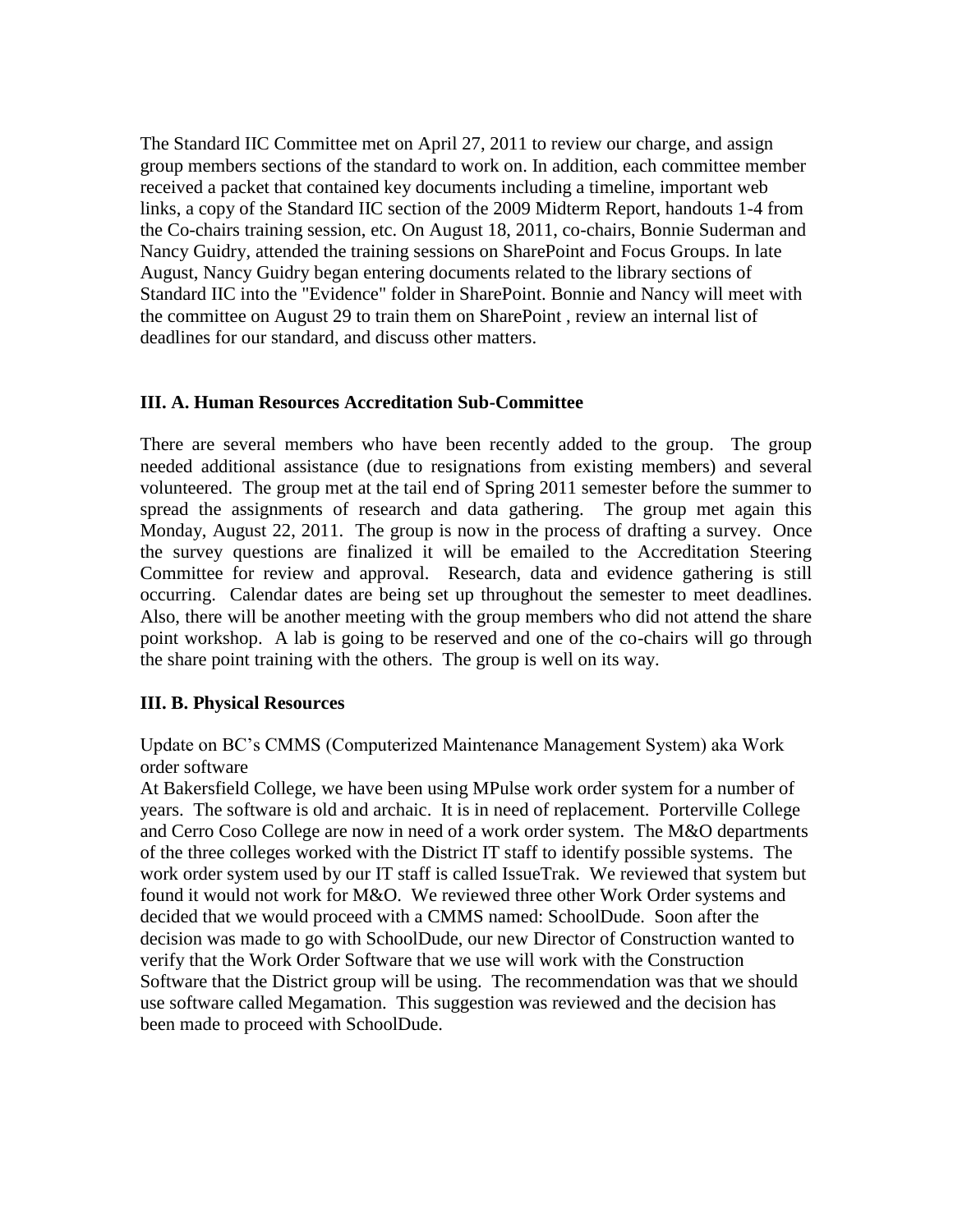The Standard IIC Committee met on April 27, 2011 to review our charge, and assign group members sections of the standard to work on. In addition, each committee member received a packet that contained key documents including a timeline, important web links, a copy of the Standard IIC section of the 2009 Midterm Report, handouts 1-4 from the Co-chairs training session, etc. On August 18, 2011, co-chairs, Bonnie Suderman and Nancy Guidry, attended the training sessions on SharePoint and Focus Groups. In late August, Nancy Guidry began entering documents related to the library sections of Standard IIC into the "Evidence" folder in SharePoint. Bonnie and Nancy will meet with the committee on August 29 to train them on SharePoint , review an internal list of deadlines for our standard, and discuss other matters.

**III. A. Human Resources Accreditation Sub-Committee**

There are several members who have been recently added to the group. The group needed additional assistance (due to resignations from existing members) and several volunteered. The group met at the tail end of Spring 2011 semester before the summer to spread the assignments of research and data gathering. The group met again this Monday, August 22, 2011. The group is now in the process of drafting a survey. Once the survey questions are finalized it will be emailed to the Accreditation Steering Committee for review and approval. Research, data and evidence gathering is still occurring. Calendar dates are being set up throughout the semester to meet deadlines. Also, there will be another meeting with the group members who did not attend the share point workshop. A lab is going to be reserved and one of the co-chairs will go through the share point training with the others. The group is well on its way.

**III. B. Physical Resources**

Update on BC's CMMS (Computerized Maintenance Management System) aka Work order software

At Bakersfield College, we have been using MPulse work order system for a number of years. The software is old and archaic. It is in need of replacement. Porterville College and Cerro Coso College are now in need of a work order system. The M&O departments of the three colleges worked with the District IT staff to identify possible systems. The work order system used by our IT staff is called IssueTrak. We reviewed that system but found it would not work for M&O. We reviewed three other Work Order systems and decided that we would proceed with a CMMS named: SchoolDude. Soon after the decision was made to go with SchoolDude, our new Director of Construction wanted to verify that the Work Order Software that we use will work with the Construction Software that the District group will be using. The recommendation was that we should use software called Megamation. This suggestion was reviewed and the decision has been made to proceed with SchoolDude.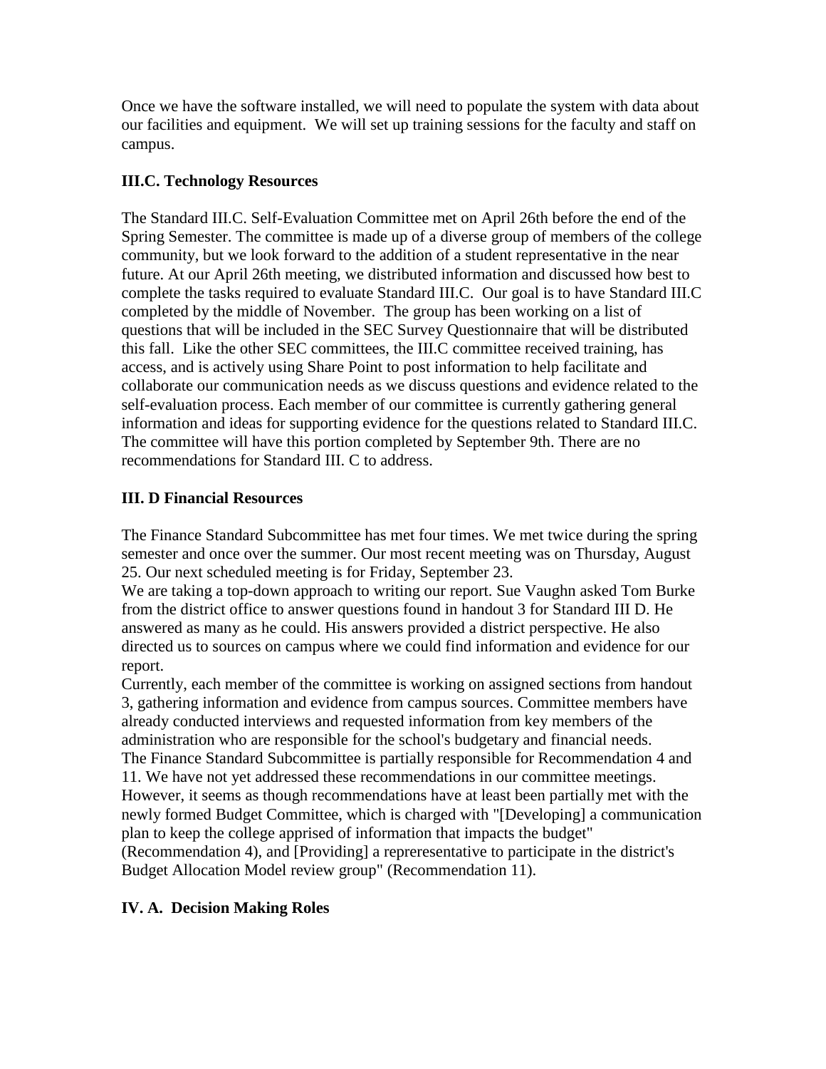Once we have the software installed, we will need to populate the system with data about our facilities and equipment. We will set up training sessions for the faculty and staff on campus.

**III.C. Technology Resources**

The Standard III.C. Self-Evaluation Committee met on April 26th before the end of the Spring Semester. The committee is made up of a diverse group of members of the college community, but we look forward to the addition of a student representative in the near future. At our April 26th meeting, we distributed information and discussed how best to complete the tasks required to evaluate Standard III.C. Our goal is to have Standard III.C completed by the middle of November. The group has been working on a list of questions that will be included in the SEC Survey Questionnaire that will be distributed this fall. Like the other SEC committees, the III.C committee received training, has access, and is actively using Share Point to post information to help facilitate and collaborate our communication needs as we discuss questions and evidence related to the self-evaluation process. Each member of our committee is currently gathering general information and ideas for supporting evidence for the questions related to Standard III.C. The committee will have this portion completed by September 9th. There are no recommendations for Standard III. C to address.

**III. D Financial Resources**

The Finance Standard Subcommittee has met four times. We met twice during the spring semester and once over the summer. Our most recent meeting was on Thursday, August 25. Our next scheduled meeting is for Friday, September 23.
We are taking a top-down approach to writing our report. Sue Vaughn asked Tom Burke from the district office to answer questions found in handout 3 for Standard III D. He answered as many as he could. His answers provided a district perspective. He also directed us to sources on campus where we could find information and evidence for our report.
Currently, each member of the committee is working on assigned sections from handout 3, gathering information and evidence from campus sources. Committee members have already conducted interviews and requested information from key members of the administration who are responsible for the school's budgetary and financial needs.
The Finance Standard Subcommittee is partially responsible for Recommendation 4 and 11. We have not yet addressed these recommendations in our committee meetings. However, it seems as though recommendations have at least been partially met with the newly formed Budget Committee, which is charged with "[Developing] a communication plan to keep the college apprised of information that impacts the budget" (Recommendation 4), and [Providing] a reprerepresentative to participate in the district's Budget Allocation Model review group" (Recommendation 11).

**IV. A. Decision Making Roles**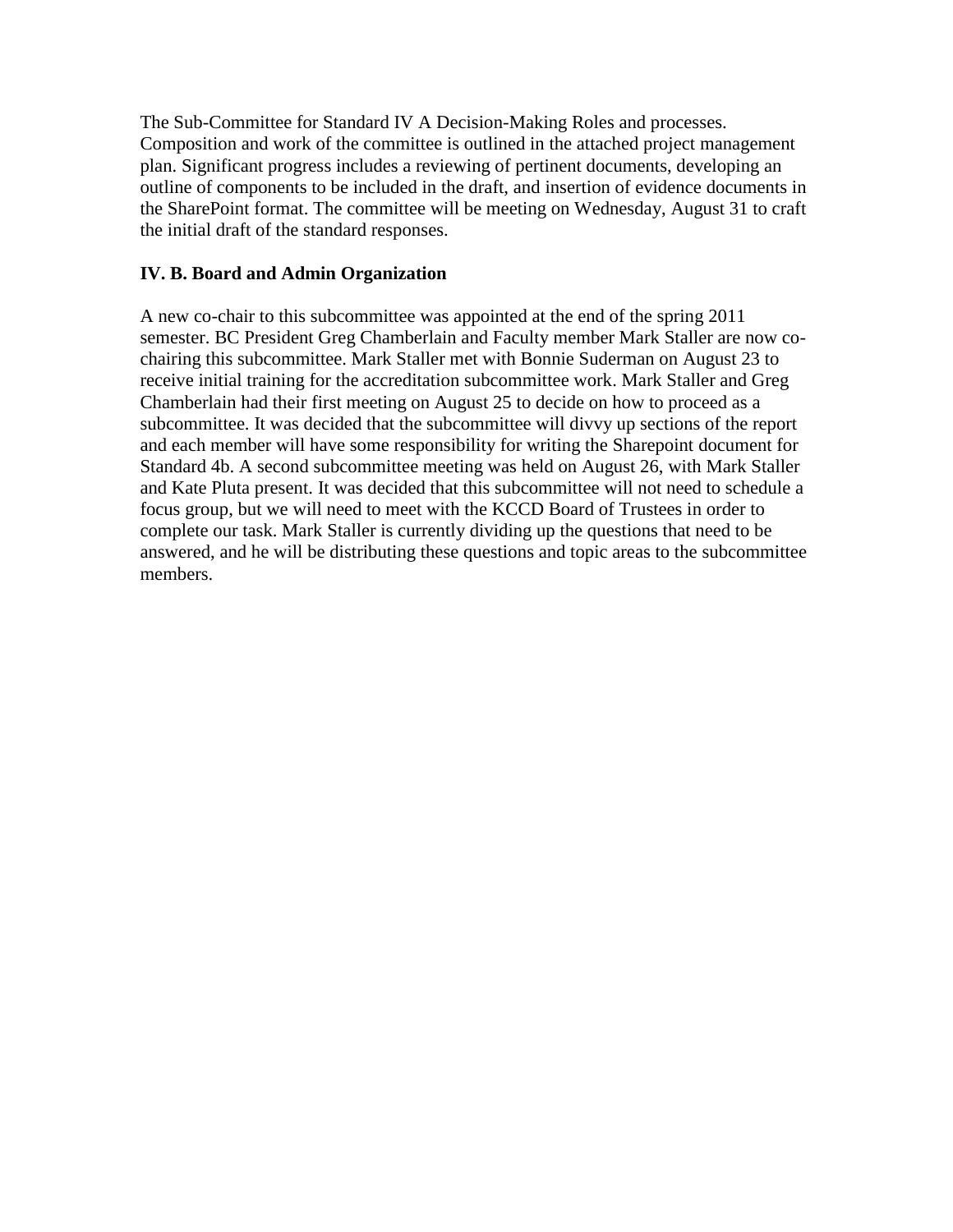The Sub-Committee for Standard IV A Decision-Making Roles and processes. Composition and work of the committee is outlined in the attached project management plan. Significant progress includes a reviewing of pertinent documents, developing an outline of components to be included in the draft, and insertion of evidence documents in the SharePoint format. The committee will be meeting on Wednesday, August 31 to craft the initial draft of the standard responses.

**IV. B. Board and Admin Organization**

A new co-chair to this subcommittee was appointed at the end of the spring 2011 semester. BC President Greg Chamberlain and Faculty member Mark Staller are now co-chairing this subcommittee. Mark Staller met with Bonnie Suderman on August 23 to receive initial training for the accreditation subcommittee work. Mark Staller and Greg Chamberlain had their first meeting on August 25 to decide on how to proceed as a subcommittee. It was decided that the subcommittee will divvy up sections of the report and each member will have some responsibility for writing the Sharepoint document for Standard 4b. A second subcommittee meeting was held on August 26, with Mark Staller and Kate Pluta present. It was decided that this subcommittee will not need to schedule a focus group, but we will need to meet with the KCCD Board of Trustees in order to complete our task. Mark Staller is currently dividing up the questions that need to be answered, and he will be distributing these questions and topic areas to the subcommittee members.